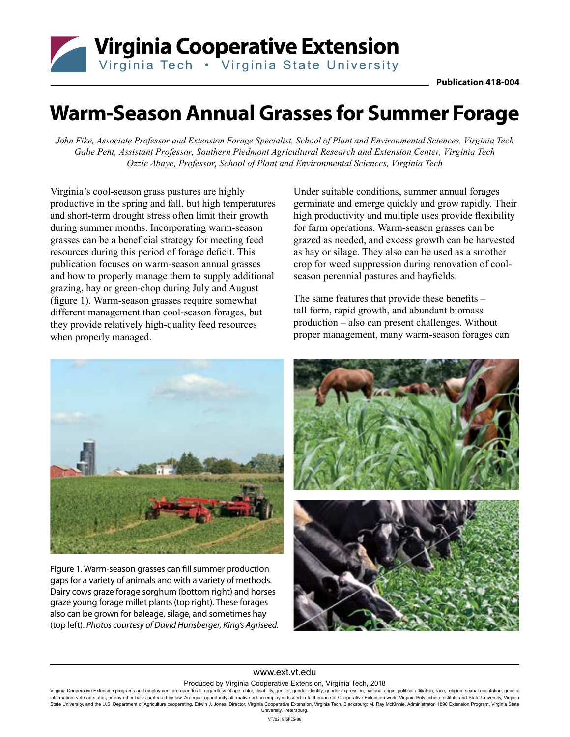# Warm-Season Annual Grasses for Summer Forage

*John Fike, Associate Professor and Extension Forage Specialist, School of Plant and Environmental Sciences, Virginia Tech*
*Gabe Pent, Assistant Professor, Southern Piedmont Agricultural Research and Extension Center, Virginia Tech*
*Ozzie Abaye, Professor, School of Plant and Environmental Sciences, Virginia Tech*

Virginia's cool-season grass pastures are highly productive in the spring and fall, but high temperatures and short-term drought stress often limit their growth during summer months. Incorporating warm-season grasses can be a beneficial strategy for meeting feed resources during this period of forage deficit. This publication focuses on warm-season annual grasses and how to properly manage them to supply additional grazing, hay or green-chop during July and August (figure 1). Warm-season grasses require somewhat different management than cool-season forages, but they provide relatively high-quality feed resources when properly managed.

Under suitable conditions, summer annual forages germinate and emerge quickly and grow rapidly. Their high productivity and multiple uses provide flexibility for farm operations. Warm-season grasses can be grazed as needed, and excess growth can be harvested as hay or silage. They also can be used as a smother crop for weed suppression during renovation of cool-season perennial pastures and hayfields.

The same features that provide these benefits – tall form, rapid growth, and abundant biomass production – also can present challenges. Without proper management, many warm-season forages can

Figure 1. Warm-season grasses can fill summer production gaps for a variety of animals and with a variety of methods. Dairy cows graze forage sorghum (bottom right) and horses graze young forage millet plants (top right). These forages also can be grown for baleage, silage, and sometimes hay (top left). *Photos courtesy of David Hunsberger, King's Agriseed.*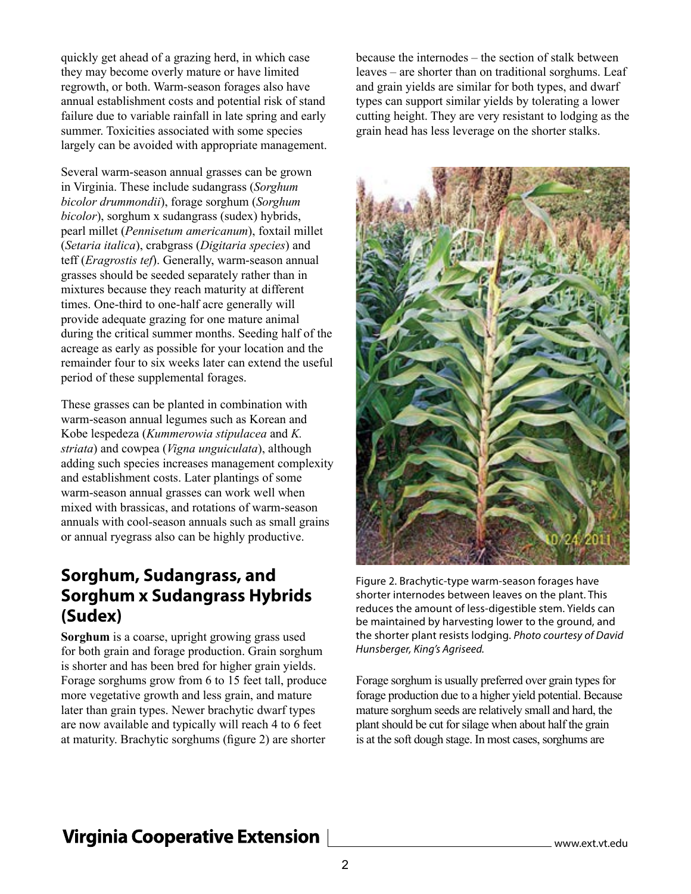quickly get ahead of a grazing herd, in which case they may become overly mature or have limited regrowth, or both. Warm-season forages also have annual establishment costs and potential risk of stand failure due to variable rainfall in late spring and early summer. Toxicities associated with some species largely can be avoided with appropriate management.

Several warm-season annual grasses can be grown in Virginia. These include sudangrass (*Sorghum bicolor drummondii*), forage sorghum (*Sorghum bicolor*), sorghum x sudangrass (sudex) hybrids, pearl millet (*Pennisetum americanum*), foxtail millet (*Setaria italica*), crabgrass (*Digitaria species*) and teff (*Eragrostis tef*). Generally, warm-season annual grasses should be seeded separately rather than in mixtures because they reach maturity at different times. One-third to one-half acre generally will provide adequate grazing for one mature animal during the critical summer months. Seeding half of the acreage as early as possible for your location and the remainder four to six weeks later can extend the useful period of these supplemental forages.

These grasses can be planted in combination with warm-season annual legumes such as Korean and Kobe lespedeza (*Kummerowia stipulacea* and *K. striata*) and cowpea (*Vigna unguiculata*), although adding such species increases management complexity and establishment costs. Later plantings of some warm-season annual grasses can work well when mixed with brassicas, and rotations of warm-season annuals with cool-season annuals such as small grains or annual ryegrass also can be highly productive.

## Sorghum, Sudangrass, and Sorghum x Sudangrass Hybrids (Sudex)

**Sorghum** is a coarse, upright growing grass used for both grain and forage production. Grain sorghum is shorter and has been bred for higher grain yields. Forage sorghums grow from 6 to 15 feet tall, produce more vegetative growth and less grain, and mature later than grain types. Newer brachytic dwarf types are now available and typically will reach 4 to 6 feet at maturity. Brachytic sorghums (figure 2) are shorter because the internodes – the section of stalk between leaves – are shorter than on traditional sorghums. Leaf and grain yields are similar for both types, and dwarf types can support similar yields by tolerating a lower cutting height. They are very resistant to lodging as the grain head has less leverage on the shorter stalks.

Figure 2. Brachytic-type warm-season forages have shorter internodes between leaves on the plant. This reduces the amount of less-digestible stem. Yields can be maintained by harvesting lower to the ground, and the shorter plant resists lodging. *Photo courtesy of David Hunsberger, King's Agriseed.*

Forage sorghum is usually preferred over grain types for forage production due to a higher yield potential. Because mature sorghum seeds are relatively small and hard, the plant should be cut for silage when about half the grain is at the soft dough stage. In most cases, sorghums are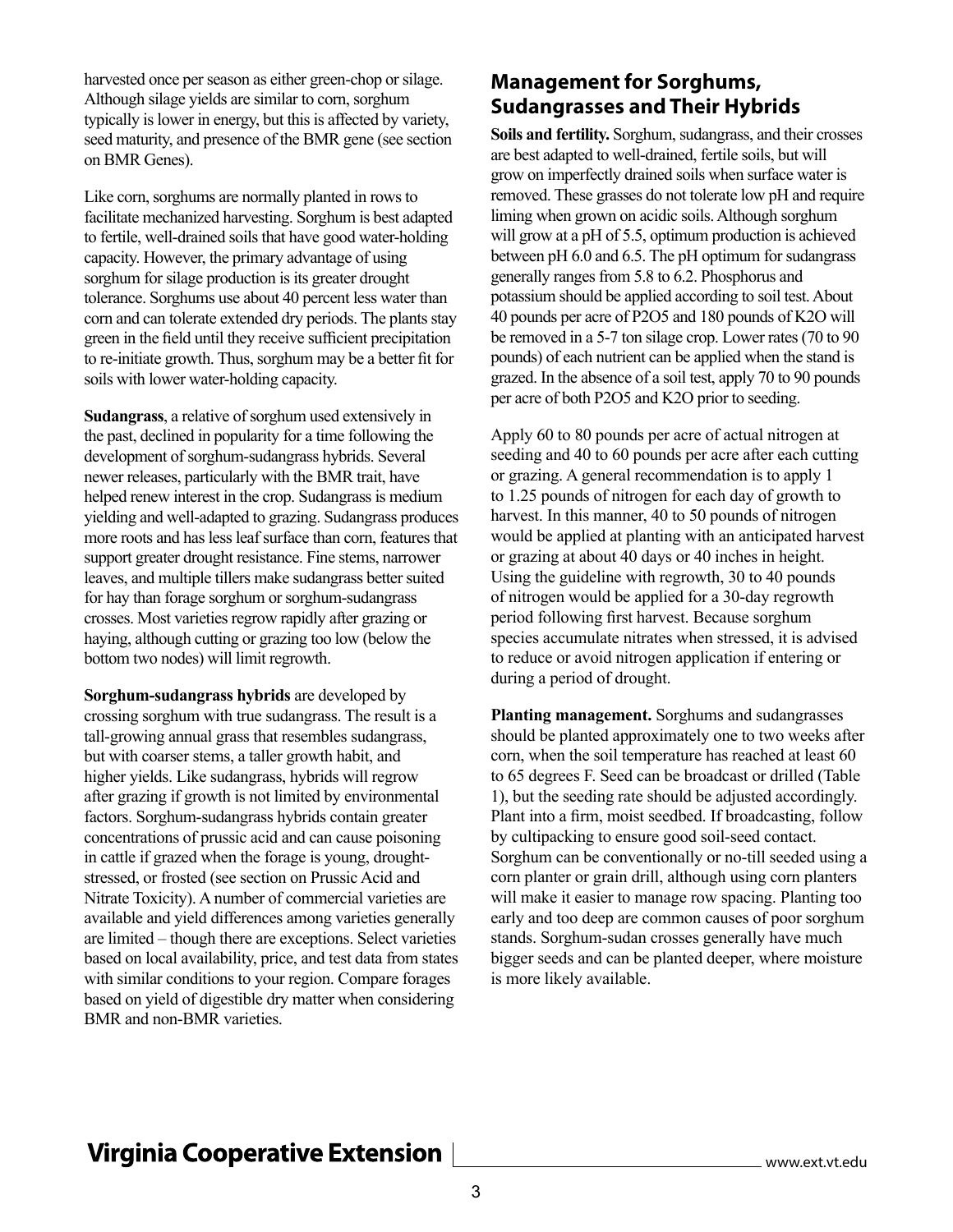harvested once per season as either green-chop or silage. Although silage yields are similar to corn, sorghum typically is lower in energy, but this is affected by variety, seed maturity, and presence of the BMR gene (see section on BMR Genes).

Like corn, sorghums are normally planted in rows to facilitate mechanized harvesting. Sorghum is best adapted to fertile, well-drained soils that have good water-holding capacity. However, the primary advantage of using sorghum for silage production is its greater drought tolerance. Sorghums use about 40 percent less water than corn and can tolerate extended dry periods. The plants stay green in the field until they receive sufficient precipitation to re-initiate growth. Thus, sorghum may be a better fit for soils with lower water-holding capacity.

**Sudangrass**, a relative of sorghum used extensively in the past, declined in popularity for a time following the development of sorghum-sudangrass hybrids. Several newer releases, particularly with the BMR trait, have helped renew interest in the crop. Sudangrass is medium yielding and well-adapted to grazing. Sudangrass produces more roots and has less leaf surface than corn, features that support greater drought resistance. Fine stems, narrower leaves, and multiple tillers make sudangrass better suited for hay than forage sorghum or sorghum-sudangrass crosses. Most varieties regrow rapidly after grazing or haying, although cutting or grazing too low (below the bottom two nodes) will limit regrowth.

**Sorghum-sudangrass hybrids** are developed by crossing sorghum with true sudangrass. The result is a tall-growing annual grass that resembles sudangrass, but with coarser stems, a taller growth habit, and higher yields. Like sudangrass, hybrids will regrow after grazing if growth is not limited by environmental factors. Sorghum-sudangrass hybrids contain greater concentrations of prussic acid and can cause poisoning in cattle if grazed when the forage is young, drought-stressed, or frosted (see section on Prussic Acid and Nitrate Toxicity). A number of commercial varieties are available and yield differences among varieties generally are limited – though there are exceptions. Select varieties based on local availability, price, and test data from states with similar conditions to your region. Compare forages based on yield of digestible dry matter when considering BMR and non-BMR varieties.

## Management for Sorghums, Sudangrasses and Their Hybrids

**Soils and fertility.** Sorghum, sudangrass, and their crosses are best adapted to well-drained, fertile soils, but will grow on imperfectly drained soils when surface water is removed. These grasses do not tolerate low pH and require liming when grown on acidic soils. Although sorghum will grow at a pH of 5.5, optimum production is achieved between pH 6.0 and 6.5. The pH optimum for sudangrass generally ranges from 5.8 to 6.2. Phosphorus and potassium should be applied according to soil test. About 40 pounds per acre of $P_2O_5$ and 180 pounds of $K_2O$ will be removed in a 5-7 ton silage crop. Lower rates (70 to 90 pounds) of each nutrient can be applied when the stand is grazed. In the absence of a soil test, apply 70 to 90 pounds per acre of both $P_2O_5$ and $K_2O$ prior to seeding.

Apply 60 to 80 pounds per acre of actual nitrogen at seeding and 40 to 60 pounds per acre after each cutting or grazing. A general recommendation is to apply 1 to 1.25 pounds of nitrogen for each day of growth to harvest. In this manner, 40 to 50 pounds of nitrogen would be applied at planting with an anticipated harvest or grazing at about 40 days or 40 inches in height. Using the guideline with regrowth, 30 to 40 pounds of nitrogen would be applied for a 30-day regrowth period following first harvest. Because sorghum species accumulate nitrates when stressed, it is advised to reduce or avoid nitrogen application if entering or during a period of drought.

**Planting management.** Sorghums and sudangrasses should be planted approximately one to two weeks after corn, when the soil temperature has reached at least 60 to 65 degrees F. Seed can be broadcast or drilled (Table 1), but the seeding rate should be adjusted accordingly. Plant into a firm, moist seedbed. If broadcasting, follow by cultipacking to ensure good soil-seed contact. Sorghum can be conventionally or no-till seeded using a corn planter or grain drill, although using corn planters will make it easier to manage row spacing. Planting too early and too deep are common causes of poor sorghum stands. Sorghum-sudan crosses generally have much bigger seeds and can be planted deeper, where moisture is more likely available.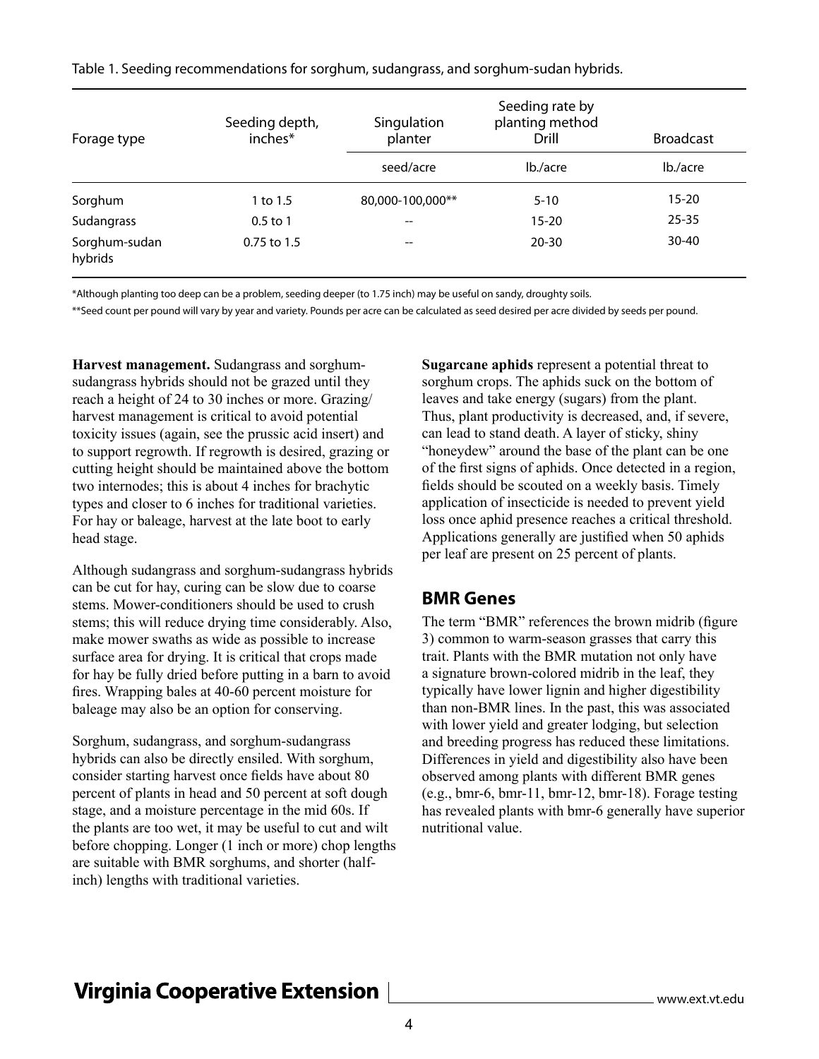Table 1. Seeding recommendations for sorghum, sudangrass, and sorghum-sudan hybrids.

| Forage type | Seeding depth, inches* | Singulation planter | Seeding rate by planting method Drill | Broadcast |
|---|---|---|---|---|
| | | seed/acre | lb./acre | lb./acre |
| Sorghum | 1 to 1.5 | 80,000-100,000** | 5-10 | 15-20 |
| Sudangrass | 0.5 to 1 | -- | 15-20 | 25-35 |
| Sorghum-sudan hybrids | 0.75 to 1.5 | -- | 20-30 | 30-40 |

*Although planting too deep can be a problem, seeding deeper (to 1.75 inch) may be useful on sandy, droughty soils.

**Seed count per pound will vary by year and variety. Pounds per acre can be calculated as seed desired per acre divided by seeds per pound.

**Harvest management.** Sudangrass and sorghum-sudangrass hybrids should not be grazed until they reach a height of 24 to 30 inches or more. Grazing/harvest management is critical to avoid potential toxicity issues (again, see the prussic acid insert) and to support regrowth. If regrowth is desired, grazing or cutting height should be maintained above the bottom two internodes; this is about 4 inches for brachytic types and closer to 6 inches for traditional varieties. For hay or baleage, harvest at the late boot to early head stage.

Although sudangrass and sorghum-sudangrass hybrids can be cut for hay, curing can be slow due to coarse stems. Mower-conditioners should be used to crush stems; this will reduce drying time considerably. Also, make mower swaths as wide as possible to increase surface area for drying. It is critical that crops made for hay be fully dried before putting in a barn to avoid fires. Wrapping bales at 40-60 percent moisture for baleage may also be an option for conserving.

Sorghum, sudangrass, and sorghum-sudangrass hybrids can also be directly ensiled. With sorghum, consider starting harvest once fields have about 80 percent of plants in head and 50 percent at soft dough stage, and a moisture percentage in the mid 60s. If the plants are too wet, it may be useful to cut and wilt before chopping. Longer (1 inch or more) chop lengths are suitable with BMR sorghums, and shorter (half-inch) lengths with traditional varieties.

**Sugarcane aphids** represent a potential threat to sorghum crops. The aphids suck on the bottom of leaves and take energy (sugars) from the plant. Thus, plant productivity is decreased, and, if severe, can lead to stand death. A layer of sticky, shiny "honeydew" around the base of the plant can be one of the first signs of aphids. Once detected in a region, fields should be scouted on a weekly basis. Timely application of insecticide is needed to prevent yield loss once aphid presence reaches a critical threshold. Applications generally are justified when 50 aphids per leaf are present on 25 percent of plants.

## BMR Genes

The term "BMR" references the brown midrib (figure 3) common to warm-season grasses that carry this trait. Plants with the BMR mutation not only have a signature brown-colored midrib in the leaf, they typically have lower lignin and higher digestibility than non-BMR lines. In the past, this was associated with lower yield and greater lodging, but selection and breeding progress has reduced these limitations. Differences in yield and digestibility also have been observed among plants with different BMR genes (e.g., bmr-6, bmr-11, bmr-12, bmr-18). Forage testing has revealed plants with bmr-6 generally have superior nutritional value.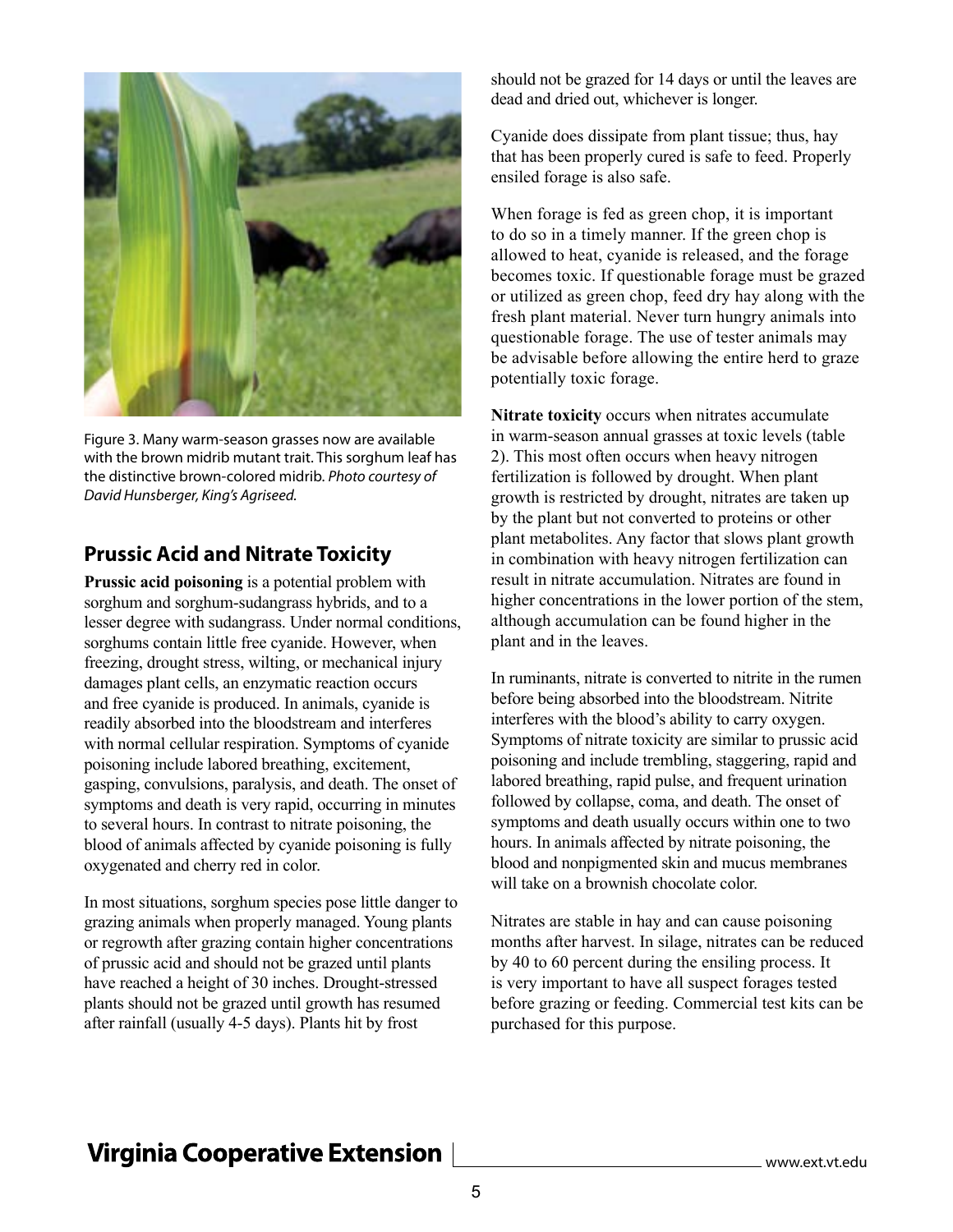Figure 3. Many warm-season grasses now are available with the brown midrib mutant trait. This sorghum leaf has the distinctive brown-colored midrib. *Photo courtesy of David Hunsberger, King's Agriseed.*

## Prussic Acid and Nitrate Toxicity

**Prussic acid poisoning** is a potential problem with sorghum and sorghum-sudangrass hybrids, and to a lesser degree with sudangrass. Under normal conditions, sorghums contain little free cyanide. However, when freezing, drought stress, wilting, or mechanical injury damages plant cells, an enzymatic reaction occurs and free cyanide is produced. In animals, cyanide is readily absorbed into the bloodstream and interferes with normal cellular respiration. Symptoms of cyanide poisoning include labored breathing, excitement, gasping, convulsions, paralysis, and death. The onset of symptoms and death is very rapid, occurring in minutes to several hours. In contrast to nitrate poisoning, the blood of animals affected by cyanide poisoning is fully oxygenated and cherry red in color.

In most situations, sorghum species pose little danger to grazing animals when properly managed. Young plants or regrowth after grazing contain higher concentrations of prussic acid and should not be grazed until plants have reached a height of 30 inches. Drought-stressed plants should not be grazed until growth has resumed after rainfall (usually 4-5 days). Plants hit by frost should not be grazed for 14 days or until the leaves are dead and dried out, whichever is longer.

Cyanide does dissipate from plant tissue; thus, hay that has been properly cured is safe to feed. Properly ensiled forage is also safe.

When forage is fed as green chop, it is important to do so in a timely manner. If the green chop is allowed to heat, cyanide is released, and the forage becomes toxic. If questionable forage must be grazed or utilized as green chop, feed dry hay along with the fresh plant material. Never turn hungry animals into questionable forage. The use of tester animals may be advisable before allowing the entire herd to graze potentially toxic forage.

**Nitrate toxicity** occurs when nitrates accumulate in warm-season annual grasses at toxic levels (table 2). This most often occurs when heavy nitrogen fertilization is followed by drought. When plant growth is restricted by drought, nitrates are taken up by the plant but not converted to proteins or other plant metabolites. Any factor that slows plant growth in combination with heavy nitrogen fertilization can result in nitrate accumulation. Nitrates are found in higher concentrations in the lower portion of the stem, although accumulation can be found higher in the plant and in the leaves.

In ruminants, nitrate is converted to nitrite in the rumen before being absorbed into the bloodstream. Nitrite interferes with the blood's ability to carry oxygen. Symptoms of nitrate toxicity are similar to prussic acid poisoning and include trembling, staggering, rapid and labored breathing, rapid pulse, and frequent urination followed by collapse, coma, and death. The onset of symptoms and death usually occurs within one to two hours. In animals affected by nitrate poisoning, the blood and nonpigmented skin and mucus membranes will take on a brownish chocolate color.

Nitrates are stable in hay and can cause poisoning months after harvest. In silage, nitrates can be reduced by 40 to 60 percent during the ensiling process. It is very important to have all suspect forages tested before grazing or feeding. Commercial test kits can be purchased for this purpose.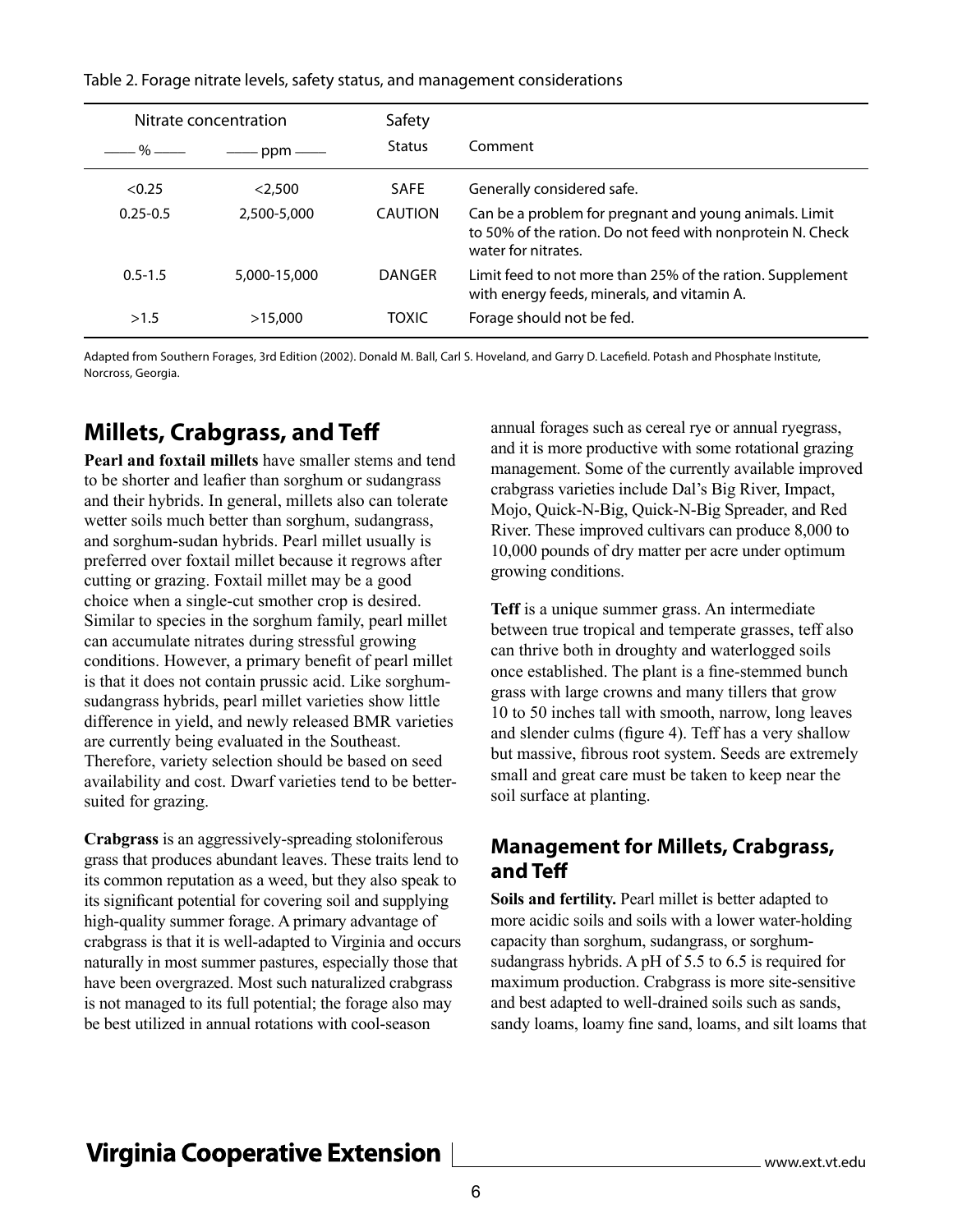Table 2. Forage nitrate levels, safety status, and management considerations

| Nitrate concentration | | Safety | |
|---|---|---|---|
| — % — | — ppm — | Status | Comment |
| <0.25 | <2,500 | SAFE | Generally considered safe. |
| 0.25-0.5 | 2,500-5,000 | CAUTION | Can be a problem for pregnant and young animals. Limit to 50% of the ration. Do not feed with nonprotein N. Check water for nitrates. |
| 0.5-1.5 | 5,000-15,000 | DANGER | Limit feed to not more than 25% of the ration. Supplement with energy feeds, minerals, and vitamin A. |
| >1.5 | >15,000 | TOXIC | Forage should not be fed. |

Adapted from Southern Forages, 3rd Edition (2002). Donald M. Ball, Carl S. Hoveland, and Garry D. Lacefield. Potash and Phosphate Institute, Norcross, Georgia.

## Millets, Crabgrass, and Teff

**Pearl and foxtail millets** have smaller stems and tend to be shorter and leafier than sorghum or sudangrass and their hybrids. In general, millets also can tolerate wetter soils much better than sorghum, sudangrass, and sorghum-sudan hybrids. Pearl millet usually is preferred over foxtail millet because it regrows after cutting or grazing. Foxtail millet may be a good choice when a single-cut smother crop is desired. Similar to species in the sorghum family, pearl millet can accumulate nitrates during stressful growing conditions. However, a primary benefit of pearl millet is that it does not contain prussic acid. Like sorghum-sudangrass hybrids, pearl millet varieties show little difference in yield, and newly released BMR varieties are currently being evaluated in the Southeast. Therefore, variety selection should be based on seed availability and cost. Dwarf varieties tend to be better-suited for grazing.

**Crabgrass** is an aggressively-spreading stoloniferous grass that produces abundant leaves. These traits lend to its common reputation as a weed, but they also speak to its significant potential for covering soil and supplying high-quality summer forage. A primary advantage of crabgrass is that it is well-adapted to Virginia and occurs naturally in most summer pastures, especially those that have been overgrazed. Most such naturalized crabgrass is not managed to its full potential; the forage also may be best utilized in annual rotations with cool-season annual forages such as cereal rye or annual ryegrass, and it is more productive with some rotational grazing management. Some of the currently available improved crabgrass varieties include Dal's Big River, Impact, Mojo, Quick-N-Big, Quick-N-Big Spreader, and Red River. These improved cultivars can produce 8,000 to 10,000 pounds of dry matter per acre under optimum growing conditions.

**Teff** is a unique summer grass. An intermediate between true tropical and temperate grasses, teff also can thrive both in droughty and waterlogged soils once established. The plant is a fine-stemmed bunch grass with large crowns and many tillers that grow 10 to 50 inches tall with smooth, narrow, long leaves and slender culms (figure 4). Teff has a very shallow but massive, fibrous root system. Seeds are extremely small and great care must be taken to keep near the soil surface at planting.

### Management for Millets, Crabgrass, and Teff

**Soils and fertility.** Pearl millet is better adapted to more acidic soils and soils with a lower water-holding capacity than sorghum, sudangrass, or sorghum-sudangrass hybrids. A pH of 5.5 to 6.5 is required for maximum production. Crabgrass is more site-sensitive and best adapted to well-drained soils such as sands, sandy loams, loamy fine sand, loams, and silt loams that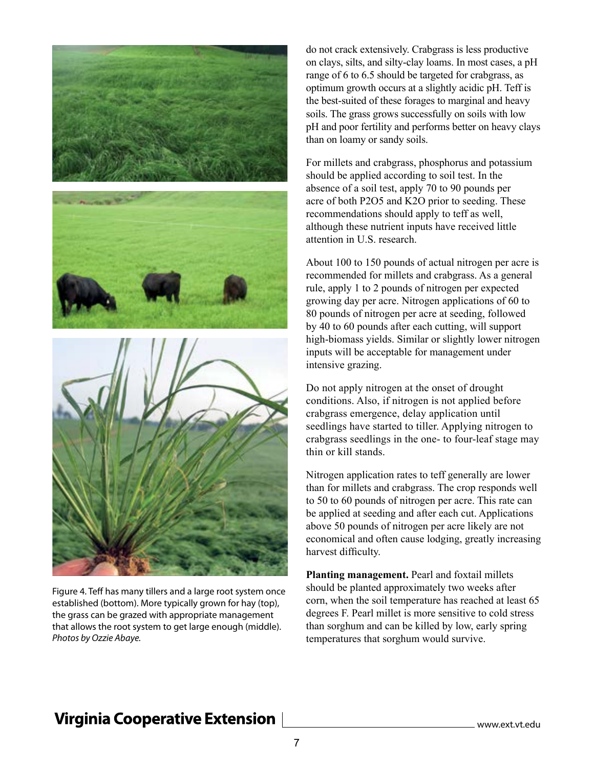Figure 4. Teff has many tillers and a large root system once established (bottom). More typically grown for hay (top), the grass can be grazed with appropriate management that allows the root system to get large enough (middle). *Photos by Ozzie Abaye.*

do not crack extensively. Crabgrass is less productive on clays, silts, and silty-clay loams. In most cases, a pH range of 6 to 6.5 should be targeted for crabgrass, as optimum growth occurs at a slightly acidic pH. Teff is the best-suited of these forages to marginal and heavy soils. The grass grows successfully on soils with low pH and poor fertility and performs better on heavy clays than on loamy or sandy soils.

For millets and crabgrass, phosphorus and potassium should be applied according to soil test. In the absence of a soil test, apply 70 to 90 pounds per acre of both $P_2O_5$ and $K_2O$ prior to seeding. These recommendations should apply to teff as well, although these nutrient inputs have received little attention in U.S. research.

About 100 to 150 pounds of actual nitrogen per acre is recommended for millets and crabgrass. As a general rule, apply 1 to 2 pounds of nitrogen per expected growing day per acre. Nitrogen applications of 60 to 80 pounds of nitrogen per acre at seeding, followed by 40 to 60 pounds after each cutting, will support high-biomass yields. Similar or slightly lower nitrogen inputs will be acceptable for management under intensive grazing.

Do not apply nitrogen at the onset of drought conditions. Also, if nitrogen is not applied before crabgrass emergence, delay application until seedlings have started to tiller. Applying nitrogen to crabgrass seedlings in the one- to four-leaf stage may thin or kill stands.

Nitrogen application rates to teff generally are lower than for millets and crabgrass. The crop responds well to 50 to 60 pounds of nitrogen per acre. This rate can be applied at seeding and after each cut. Applications above 50 pounds of nitrogen per acre likely are not economical and often cause lodging, greatly increasing harvest difficulty.

**Planting management.** Pearl and foxtail millets should be planted approximately two weeks after corn, when the soil temperature has reached at least 65 degrees F. Pearl millet is more sensitive to cold stress than sorghum and can be killed by low, early spring temperatures that sorghum would survive.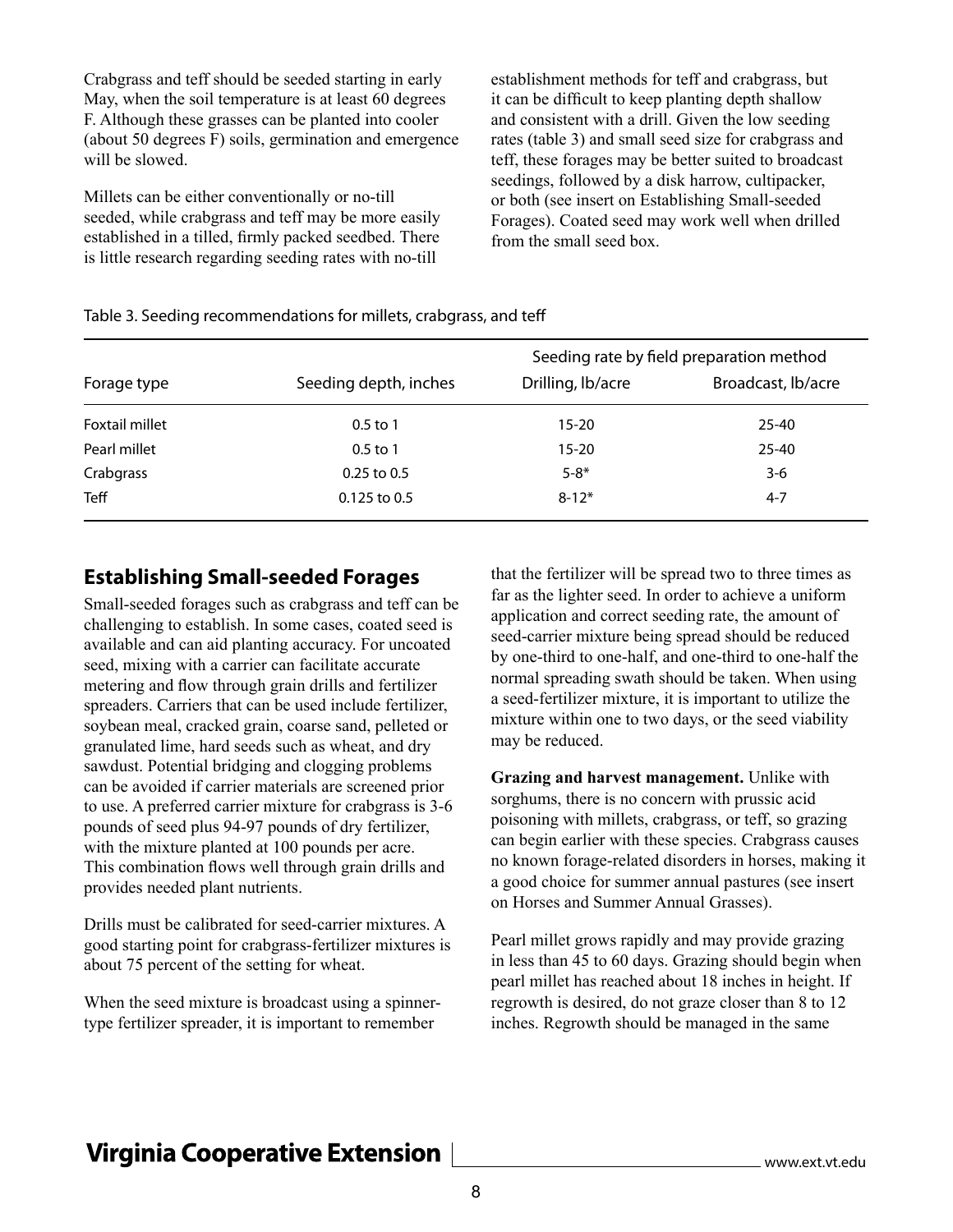Crabgrass and teff should be seeded starting in early May, when the soil temperature is at least 60 degrees F. Although these grasses can be planted into cooler (about 50 degrees F) soils, germination and emergence will be slowed.

Millets can be either conventionally or no-till seeded, while crabgrass and teff may be more easily established in a tilled, firmly packed seedbed. There is little research regarding seeding rates with no-till establishment methods for teff and crabgrass, but it can be difficult to keep planting depth shallow and consistent with a drill. Given the low seeding rates (table 3) and small seed size for crabgrass and teff, these forages may be better suited to broadcast seedings, followed by a disk harrow, cultipacker, or both (see insert on Establishing Small-seeded Forages). Coated seed may work well when drilled from the small seed box.

Table 3. Seeding recommendations for millets, crabgrass, and teff

| Forage type | Seeding depth, inches | Seeding rate by field preparation method | |
|---|---|---|---|
| | | Drilling, lb/acre | Broadcast, lb/acre |
| Foxtail millet | 0.5 to 1 | 15-20 | 25-40 |
| Pearl millet | 0.5 to 1 | 15-20 | 25-40 |
| Crabgrass | 0.25 to 0.5 | 5-8* | 3-6 |
| Teff | 0.125 to 0.5 | 8-12* | 4-7 |

## Establishing Small-seeded Forages

Small-seeded forages such as crabgrass and teff can be challenging to establish. In some cases, coated seed is available and can aid planting accuracy. For uncoated seed, mixing with a carrier can facilitate accurate metering and flow through grain drills and fertilizer spreaders. Carriers that can be used include fertilizer, soybean meal, cracked grain, coarse sand, pelleted or granulated lime, hard seeds such as wheat, and dry sawdust. Potential bridging and clogging problems can be avoided if carrier materials are screened prior to use. A preferred carrier mixture for crabgrass is 3-6 pounds of seed plus 94-97 pounds of dry fertilizer, with the mixture planted at 100 pounds per acre. This combination flows well through grain drills and provides needed plant nutrients.

Drills must be calibrated for seed-carrier mixtures. A good starting point for crabgrass-fertilizer mixtures is about 75 percent of the setting for wheat.

When the seed mixture is broadcast using a spinner-type fertilizer spreader, it is important to remember that the fertilizer will be spread two to three times as far as the lighter seed. In order to achieve a uniform application and correct seeding rate, the amount of seed-carrier mixture being spread should be reduced by one-third to one-half, and one-third to one-half the normal spreading swath should be taken. When using a seed-fertilizer mixture, it is important to utilize the mixture within one to two days, or the seed viability may be reduced.

**Grazing and harvest management.** Unlike with sorghums, there is no concern with prussic acid poisoning with millets, crabgrass, or teff, so grazing can begin earlier with these species. Crabgrass causes no known forage-related disorders in horses, making it a good choice for summer annual pastures (see insert on Horses and Summer Annual Grasses).

Pearl millet grows rapidly and may provide grazing in less than 45 to 60 days. Grazing should begin when pearl millet has reached about 18 inches in height. If regrowth is desired, do not graze closer than 8 to 12 inches. Regrowth should be managed in the same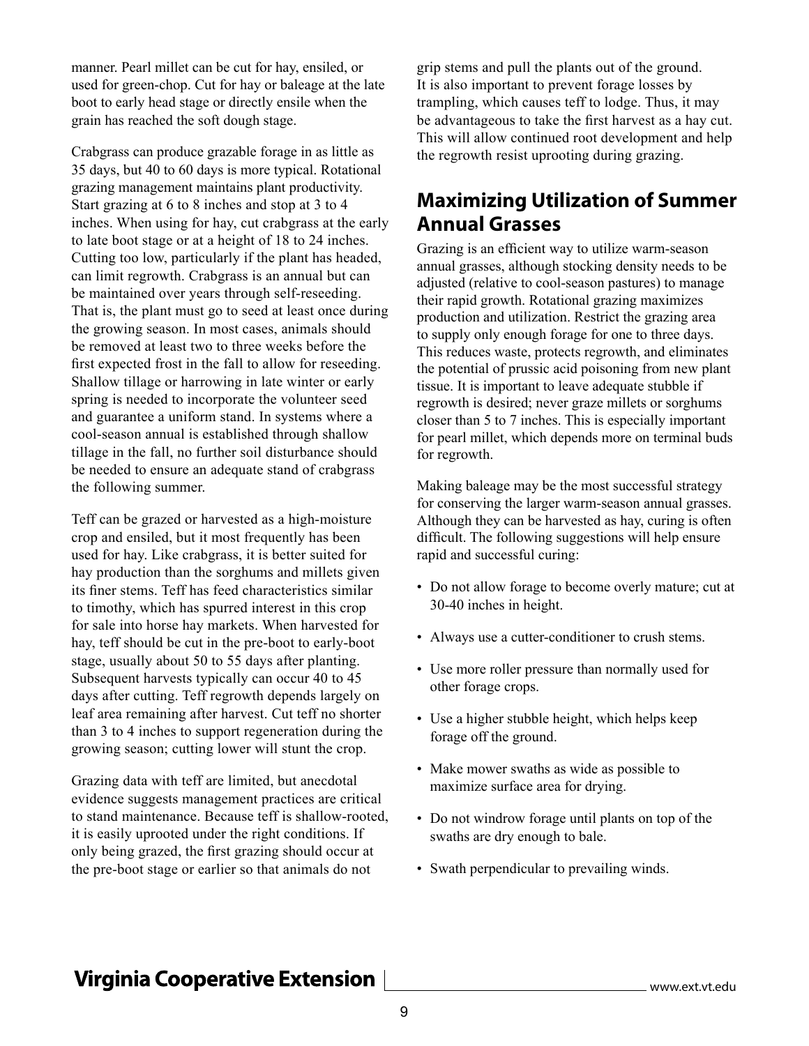manner. Pearl millet can be cut for hay, ensiled, or used for green-chop. Cut for hay or baleage at the late boot to early head stage or directly ensile when the grain has reached the soft dough stage.

Crabgrass can produce grazable forage in as little as 35 days, but 40 to 60 days is more typical. Rotational grazing management maintains plant productivity. Start grazing at 6 to 8 inches and stop at 3 to 4 inches. When using for hay, cut crabgrass at the early to late boot stage or at a height of 18 to 24 inches. Cutting too low, particularly if the plant has headed, can limit regrowth. Crabgrass is an annual but can be maintained over years through self-reseeding. That is, the plant must go to seed at least once during the growing season. In most cases, animals should be removed at least two to three weeks before the first expected frost in the fall to allow for reseeding. Shallow tillage or harrowing in late winter or early spring is needed to incorporate the volunteer seed and guarantee a uniform stand. In systems where a cool-season annual is established through shallow tillage in the fall, no further soil disturbance should be needed to ensure an adequate stand of crabgrass the following summer.

Teff can be grazed or harvested as a high-moisture crop and ensiled, but it most frequently has been used for hay. Like crabgrass, it is better suited for hay production than the sorghums and millets given its finer stems. Teff has feed characteristics similar to timothy, which has spurred interest in this crop for sale into horse hay markets. When harvested for hay, teff should be cut in the pre-boot to early-boot stage, usually about 50 to 55 days after planting. Subsequent harvests typically can occur 40 to 45 days after cutting. Teff regrowth depends largely on leaf area remaining after harvest. Cut teff no shorter than 3 to 4 inches to support regeneration during the growing season; cutting lower will stunt the crop.

Grazing data with teff are limited, but anecdotal evidence suggests management practices are critical to stand maintenance. Because teff is shallow-rooted, it is easily uprooted under the right conditions. If only being grazed, the first grazing should occur at the pre-boot stage or earlier so that animals do not grip stems and pull the plants out of the ground. It is also important to prevent forage losses by trampling, which causes teff to lodge. Thus, it may be advantageous to take the first harvest as a hay cut. This will allow continued root development and help the regrowth resist uprooting during grazing.

## Maximizing Utilization of Summer Annual Grasses

Grazing is an efficient way to utilize warm-season annual grasses, although stocking density needs to be adjusted (relative to cool-season pastures) to manage their rapid growth. Rotational grazing maximizes production and utilization. Restrict the grazing area to supply only enough forage for one to three days. This reduces waste, protects regrowth, and eliminates the potential of prussic acid poisoning from new plant tissue. It is important to leave adequate stubble if regrowth is desired; never graze millets or sorghums closer than 5 to 7 inches. This is especially important for pearl millet, which depends more on terminal buds for regrowth.

Making baleage may be the most successful strategy for conserving the larger warm-season annual grasses. Although they can be harvested as hay, curing is often difficult. The following suggestions will help ensure rapid and successful curing:

- Do not allow forage to become overly mature; cut at 30-40 inches in height.
- Always use a cutter-conditioner to crush stems.
- Use more roller pressure than normally used for other forage crops.
- Use a higher stubble height, which helps keep forage off the ground.
- Make mower swaths as wide as possible to maximize surface area for drying.
- Do not windrow forage until plants on top of the swaths are dry enough to bale.
- Swath perpendicular to prevailing winds.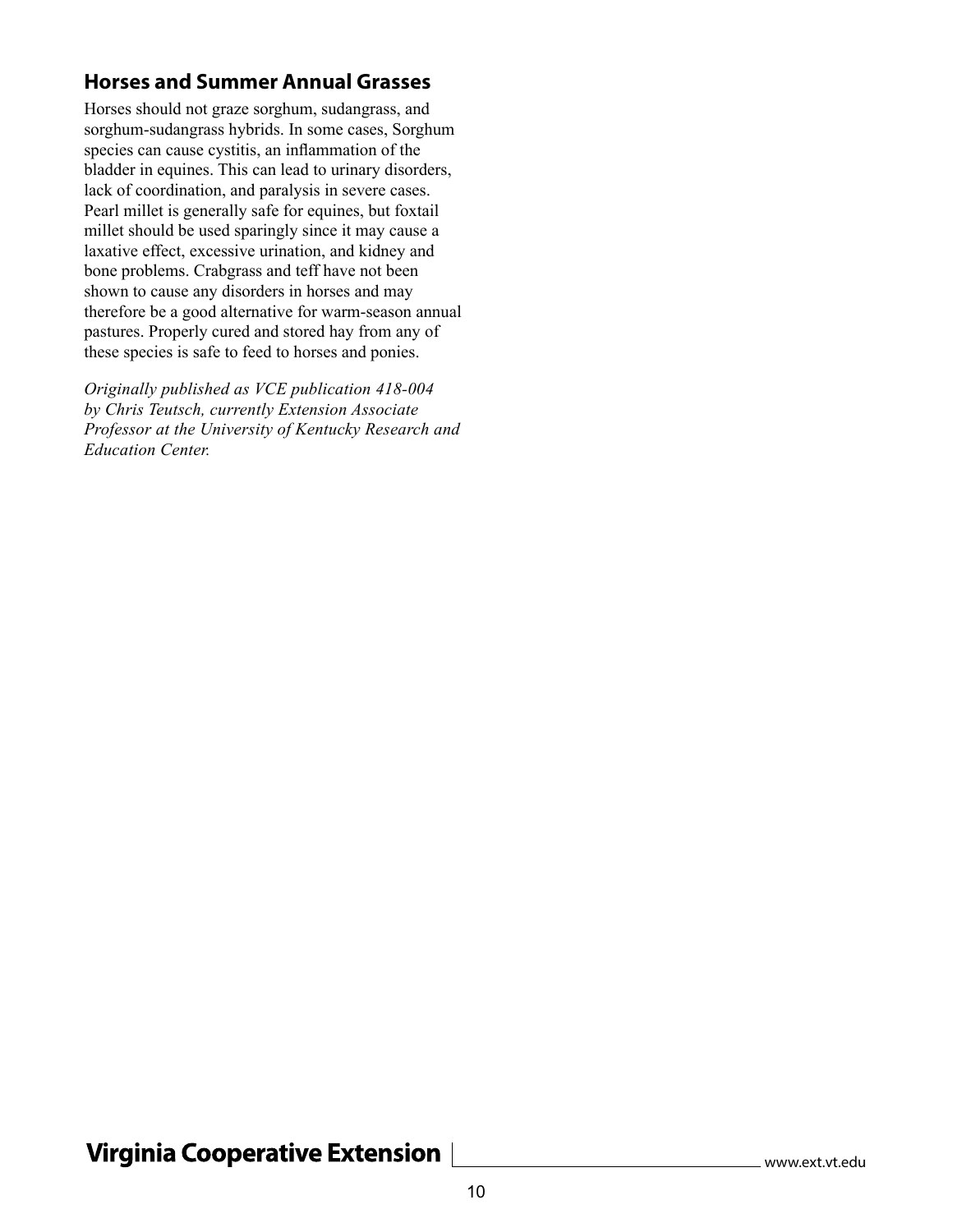## Horses and Summer Annual Grasses

Horses should not graze sorghum, sudangrass, and sorghum-sudangrass hybrids. In some cases, Sorghum species can cause cystitis, an inflammation of the bladder in equines. This can lead to urinary disorders, lack of coordination, and paralysis in severe cases. Pearl millet is generally safe for equines, but foxtail millet should be used sparingly since it may cause a laxative effect, excessive urination, and kidney and bone problems. Crabgrass and teff have not been shown to cause any disorders in horses and may therefore be a good alternative for warm-season annual pastures. Properly cured and stored hay from any of these species is safe to feed to horses and ponies.

*Originally published as VCE publication 418-004 by Chris Teutsch, currently Extension Associate Professor at the University of Kentucky Research and Education Center.*